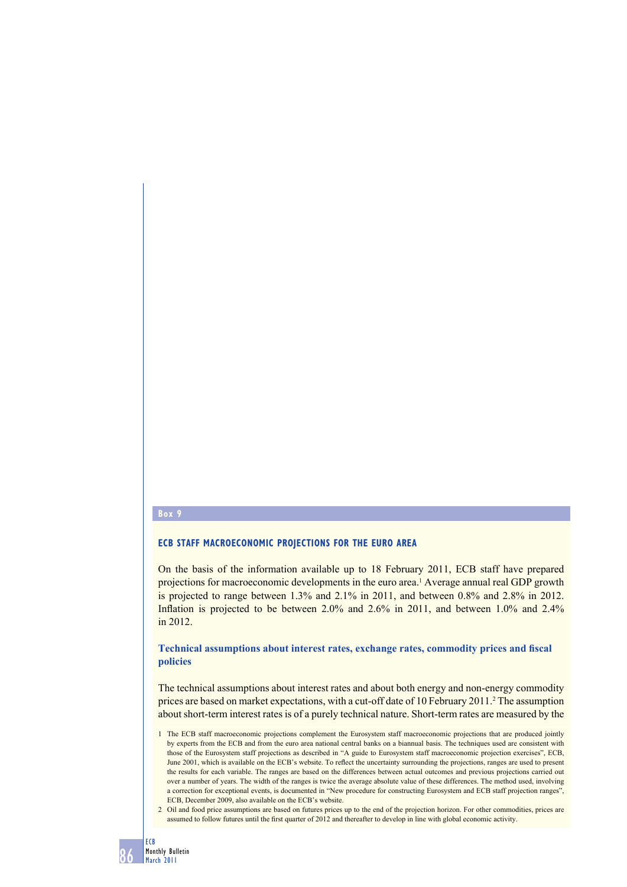## Box 9

### ECB STAFF MACROECONOMIC PROJECTIONS FOR THE EURO AREA

On the basis of the information available up to 18 February 2011, ECB staff have prepared projections for macroeconomic developments in the euro area.[1] Average annual real GDP growth is projected to range between 1.3% and 2.1% in 2011, and between 0.8% and 2.8% in 2012. Inflation is projected to be between 2.0% and 2.6% in 2011, and between 1.0% and 2.4% in 2012.

#### Technical assumptions about interest rates, exchange rates, commodity prices and fiscal policies

The technical assumptions about interest rates and about both energy and non-energy commodity prices are based on market expectations, with a cut-off date of 10 February 2011.[2] The assumption about short-term interest rates is of a purely technical nature. Short-term rates are measured by the

1 The ECB staff macroeconomic projections complement the Eurosystem staff macroeconomic projections that are produced jointly by experts from the ECB and from the euro area national central banks on a biannual basis. The techniques used are consistent with those of the Eurosystem staff projections as described in "A guide to Eurosystem staff macroeconomic projection exercises", ECB, June 2001, which is available on the ECB's website. To reflect the uncertainty surrounding the projections, ranges are used to present the results for each variable. The ranges are based on the differences between actual outcomes and previous projections carried out over a number of years. The width of the ranges is twice the average absolute value of these differences. The method used, involving a correction for exceptional events, is documented in "New procedure for constructing Eurosystem and ECB staff projection ranges", ECB, December 2009, also available on the ECB's website.

2 Oil and food price assumptions are based on futures prices up to the end of the projection horizon. For other commodities, prices are assumed to follow futures until the first quarter of 2012 and thereafter to develop in line with global economic activity.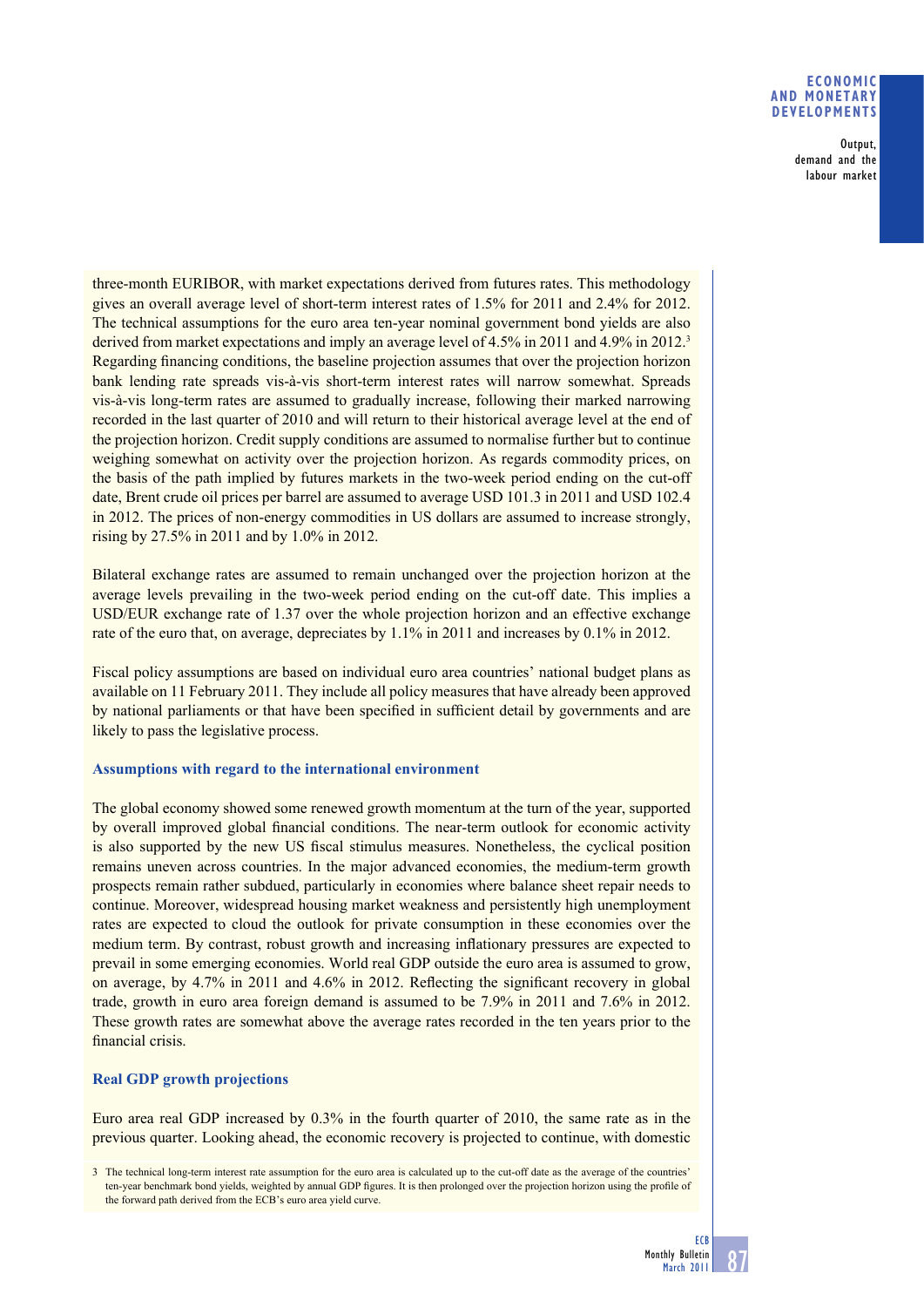three-month EURIBOR, with market expectations derived from futures rates. This methodology gives an overall average level of short-term interest rates of 1.5% for 2011 and 2.4% for 2012. The technical assumptions for the euro area ten-year nominal government bond yields are also derived from market expectations and imply an average level of 4.5% in 2011 and 4.9% in 2012.[3] Regarding financing conditions, the baseline projection assumes that over the projection horizon bank lending rate spreads vis-à-vis short-term interest rates will narrow somewhat. Spreads vis-à-vis long-term rates are assumed to gradually increase, following their marked narrowing recorded in the last quarter of 2010 and will return to their historical average level at the end of the projection horizon. Credit supply conditions are assumed to normalise further but to continue weighing somewhat on activity over the projection horizon. As regards commodity prices, on the basis of the path implied by futures markets in the two-week period ending on the cut-off date, Brent crude oil prices per barrel are assumed to average USD 101.3 in 2011 and USD 102.4 in 2012. The prices of non-energy commodities in US dollars are assumed to increase strongly, rising by 27.5% in 2011 and by 1.0% in 2012.

Bilateral exchange rates are assumed to remain unchanged over the projection horizon at the average levels prevailing in the two-week period ending on the cut-off date. This implies a USD/EUR exchange rate of 1.37 over the whole projection horizon and an effective exchange rate of the euro that, on average, depreciates by 1.1% in 2011 and increases by 0.1% in 2012.

Fiscal policy assumptions are based on individual euro area countries' national budget plans as available on 11 February 2011. They include all policy measures that have already been approved by national parliaments or that have been specified in sufficient detail by governments and are likely to pass the legislative process.

### Assumptions with regard to the international environment

The global economy showed some renewed growth momentum at the turn of the year, supported by overall improved global financial conditions. The near-term outlook for economic activity is also supported by the new US fiscal stimulus measures. Nonetheless, the cyclical position remains uneven across countries. In the major advanced economies, the medium-term growth prospects remain rather subdued, particularly in economies where balance sheet repair needs to continue. Moreover, widespread housing market weakness and persistently high unemployment rates are expected to cloud the outlook for private consumption in these economies over the medium term. By contrast, robust growth and increasing inflationary pressures are expected to prevail in some emerging economies. World real GDP outside the euro area is assumed to grow, on average, by 4.7% in 2011 and 4.6% in 2012. Reflecting the significant recovery in global trade, growth in euro area foreign demand is assumed to be 7.9% in 2011 and 7.6% in 2012. These growth rates are somewhat above the average rates recorded in the ten years prior to the financial crisis.

### Real GDP growth projections

Euro area real GDP increased by 0.3% in the fourth quarter of 2010, the same rate as in the previous quarter. Looking ahead, the economic recovery is projected to continue, with domestic

3 The technical long-term interest rate assumption for the euro area is calculated up to the cut-off date as the average of the countries' ten-year benchmark bond yields, weighted by annual GDP figures. It is then prolonged over the projection horizon using the profile of the forward path derived from the ECB's euro area yield curve.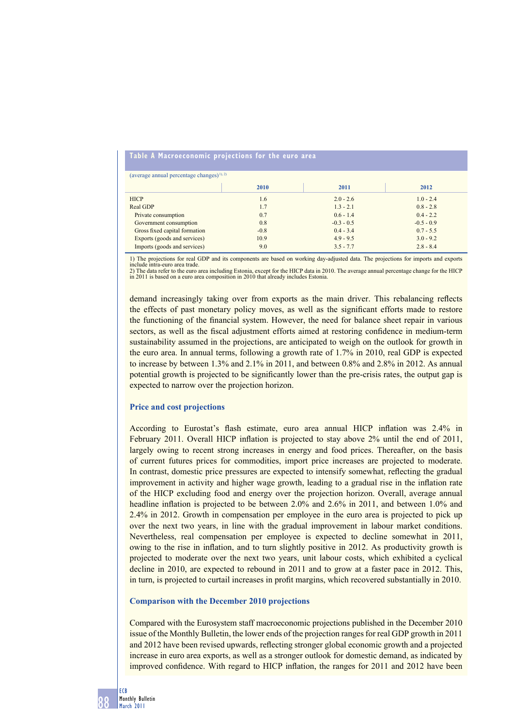**Table A Macroeconomic projections for the euro area**

(average annual percentage changes)[1), 2)]

| | 2010 | 2011 | 2012 |
|---|---|---|---|
| HICP | 1.6 | 2.0 - 2.6 | 1.0 - 2.4 |
| Real GDP | 1.7 | 1.3 - 2.1 | 0.8 - 2.8 |
| Private consumption | 0.7 | 0.6 - 1.4 | 0.4 - 2.2 |
| Government consumption | 0.8 | -0.3 - 0.5 | -0.5 - 0.9 |
| Gross fixed capital formation | -0.8 | 0.4 - 3.4 | 0.7 - 5.5 |
| Exports (goods and services) | 10.9 | 4.9 - 9.5 | 3.0 - 9.2 |
| Imports (goods and services) | 9.0 | 3.5 - 7.7 | 2.8 - 8.4 |

1) The projections for real GDP and its components are based on working day-adjusted data. The projections for imports and exports include intra-euro area trade.
2) The data refer to the euro area including Estonia, except for the HICP data in 2010. The average annual percentage change for the HICP in 2011 is based on a euro area composition in 2010 that already includes Estonia.

demand increasingly taking over from exports as the main driver. This rebalancing reflects the effects of past monetary policy moves, as well as the significant efforts made to restore the functioning of the financial system. However, the need for balance sheet repair in various sectors, as well as the fiscal adjustment efforts aimed at restoring confidence in medium-term sustainability assumed in the projections, are anticipated to weigh on the outlook for growth in the euro area. In annual terms, following a growth rate of 1.7% in 2010, real GDP is expected to increase by between 1.3% and 2.1% in 2011, and between 0.8% and 2.8% in 2012. As annual potential growth is projected to be significantly lower than the pre-crisis rates, the output gap is expected to narrow over the projection horizon.

### Price and cost projections

According to Eurostat's flash estimate, euro area annual HICP inflation was 2.4% in February 2011. Overall HICP inflation is projected to stay above 2% until the end of 2011, largely owing to recent strong increases in energy and food prices. Thereafter, on the basis of current futures prices for commodities, import price increases are projected to moderate. In contrast, domestic price pressures are expected to intensify somewhat, reflecting the gradual improvement in activity and higher wage growth, leading to a gradual rise in the inflation rate of the HICP excluding food and energy over the projection horizon. Overall, average annual headline inflation is projected to be between 2.0% and 2.6% in 2011, and between 1.0% and 2.4% in 2012. Growth in compensation per employee in the euro area is projected to pick up over the next two years, in line with the gradual improvement in labour market conditions. Nevertheless, real compensation per employee is expected to decline somewhat in 2011, owing to the rise in inflation, and to turn slightly positive in 2012. As productivity growth is projected to moderate over the next two years, unit labour costs, which exhibited a cyclical decline in 2010, are expected to rebound in 2011 and to grow at a faster pace in 2012. This, in turn, is projected to curtail increases in profit margins, which recovered substantially in 2010.

### Comparison with the December 2010 projections

Compared with the Eurosystem staff macroeconomic projections published in the December 2010 issue of the Monthly Bulletin, the lower ends of the projection ranges for real GDP growth in 2011 and 2012 have been revised upwards, reflecting stronger global economic growth and a projected increase in euro area exports, as well as a stronger outlook for domestic demand, as indicated by improved confidence. With regard to HICP inflation, the ranges for 2011 and 2012 have been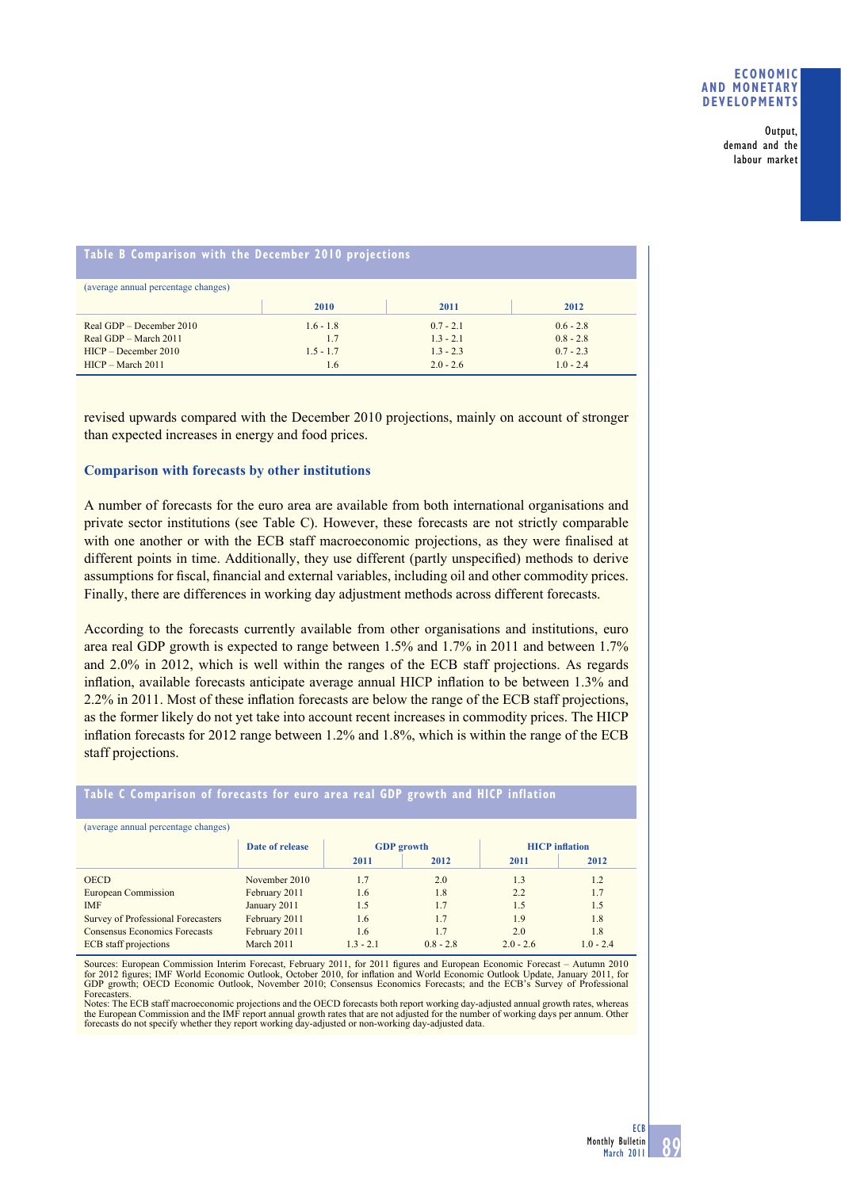**Table B Comparison with the December 2010 projections**

(average annual percentage changes)

| | 2010 | 2011 | 2012 |
|---|---|---|---|
| Real GDP – December 2010 | 1.6 - 1.8 | 0.7 - 2.1 | 0.6 - 2.8 |
| Real GDP – March 2011 | 1.7 | 1.3 - 2.1 | 0.8 - 2.8 |
| HICP – December 2010 | 1.5 - 1.7 | 1.3 - 2.3 | 0.7 - 2.3 |
| HICP – March 2011 | 1.6 | 2.0 - 2.6 | 1.0 - 2.4 |

revised upwards compared with the December 2010 projections, mainly on account of stronger than expected increases in energy and food prices.

### Comparison with forecasts by other institutions

A number of forecasts for the euro area are available from both international organisations and private sector institutions (see Table C). However, these forecasts are not strictly comparable with one another or with the ECB staff macroeconomic projections, as they were finalised at different points in time. Additionally, they use different (partly unspecified) methods to derive assumptions for fiscal, financial and external variables, including oil and other commodity prices. Finally, there are differences in working day adjustment methods across different forecasts.

According to the forecasts currently available from other organisations and institutions, euro area real GDP growth is expected to range between 1.5% and 1.7% in 2011 and between 1.7% and 2.0% in 2012, which is well within the ranges of the ECB staff projections. As regards inflation, available forecasts anticipate average annual HICP inflation to be between 1.3% and 2.2% in 2011. Most of these inflation forecasts are below the range of the ECB staff projections, as the former likely do not yet take into account recent increases in commodity prices. The HICP inflation forecasts for 2012 range between 1.2% and 1.8%, which is within the range of the ECB staff projections.

**Table C Comparison of forecasts for euro area real GDP growth and HICP inflation**

(average annual percentage changes)

| | Date of release | GDP growth | | HICP inflation | |
|---|---|---|---|---|---|
| | | 2011 | 2012 | 2011 | 2012 |
| OECD | November 2010 | 1.7 | 2.0 | 1.3 | 1.2 |
| European Commission | February 2011 | 1.6 | 1.8 | 2.2 | 1.7 |
| IMF | January 2011 | 1.5 | 1.7 | 1.5 | 1.5 |
| Survey of Professional Forecasters | February 2011 | 1.6 | 1.7 | 1.9 | 1.8 |
| Consensus Economics Forecasts | February 2011 | 1.6 | 1.7 | 2.0 | 1.8 |
| ECB staff projections | March 2011 | 1.3 - 2.1 | 0.8 - 2.8 | 2.0 - 2.6 | 1.0 - 2.4 |

Sources: European Commission Interim Forecast, February 2011, for 2011 figures and European Economic Forecast – Autumn 2010 for 2012 figures; IMF World Economic Outlook, October 2010, for inflation and World Economic Outlook Update, January 2011, for GDP growth; OECD Economic Outlook, November 2010; Consensus Economics Forecasts; and the ECB's Survey of Professional Forecasters.

Notes: The ECB staff macroeconomic projections and the OECD forecasts both report working day-adjusted annual growth rates, whereas the European Commission and the IMF report annual growth rates that are not adjusted for the number of working days per annum. Other forecasts do not specify whether they report working day-adjusted or non-working day-adjusted data.